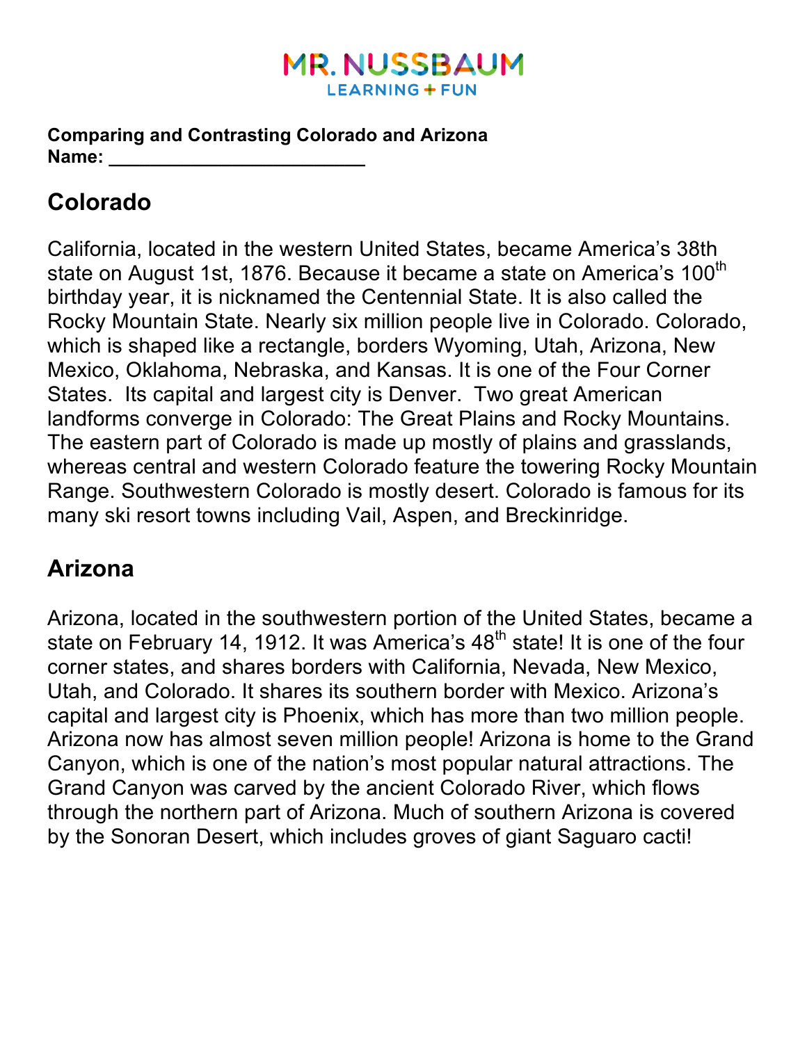MR. NUSSBAUM
LEARNING + FUN

**Comparing and Contrasting Colorado and Arizona**
**Name: ________________________**

## Colorado

California, located in the western United States, became America's 38th state on August 1st, 1876. Because it became a state on America's 100th birthday year, it is nicknamed the Centennial State. It is also called the Rocky Mountain State. Nearly six million people live in Colorado. Colorado, which is shaped like a rectangle, borders Wyoming, Utah, Arizona, New Mexico, Oklahoma, Nebraska, and Kansas. It is one of the Four Corner States. Its capital and largest city is Denver. Two great American landforms converge in Colorado: The Great Plains and Rocky Mountains. The eastern part of Colorado is made up mostly of plains and grasslands, whereas central and western Colorado feature the towering Rocky Mountain Range. Southwestern Colorado is mostly desert. Colorado is famous for its many ski resort towns including Vail, Aspen, and Breckinridge.

## Arizona

Arizona, located in the southwestern portion of the United States, became a state on February 14, 1912. It was America's 48th state! It is one of the four corner states, and shares borders with California, Nevada, New Mexico, Utah, and Colorado. It shares its southern border with Mexico. Arizona's capital and largest city is Phoenix, which has more than two million people. Arizona now has almost seven million people! Arizona is home to the Grand Canyon, which is one of the nation's most popular natural attractions. The Grand Canyon was carved by the ancient Colorado River, which flows through the northern part of Arizona. Much of southern Arizona is covered by the Sonoran Desert, which includes groves of giant Saguaro cacti!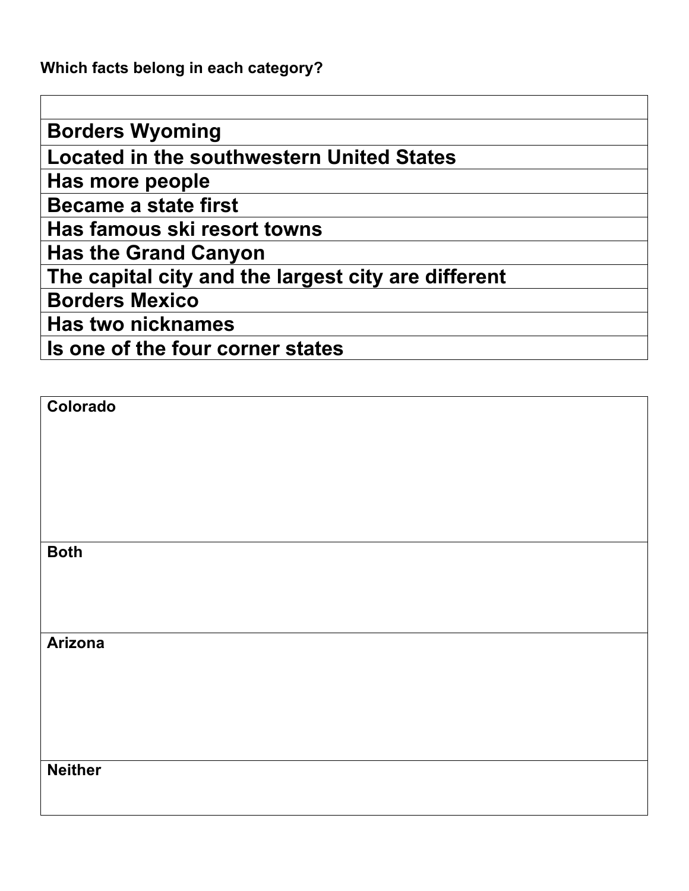**Which facts belong in each category?**

| |
|---|
| Borders Wyoming |
| Located in the southwestern United States |
| Has more people |
| Became a state first |
| Has famous ski resort towns |
| Has the Grand Canyon |
| The capital city and the largest city are different |
| Borders Mexico |
| Has two nicknames |
| Is one of the four corner states |

| Colorado |
|---|
| |
| **Both** |
| |
| **Arizona** |
| |
| **Neither** |
| |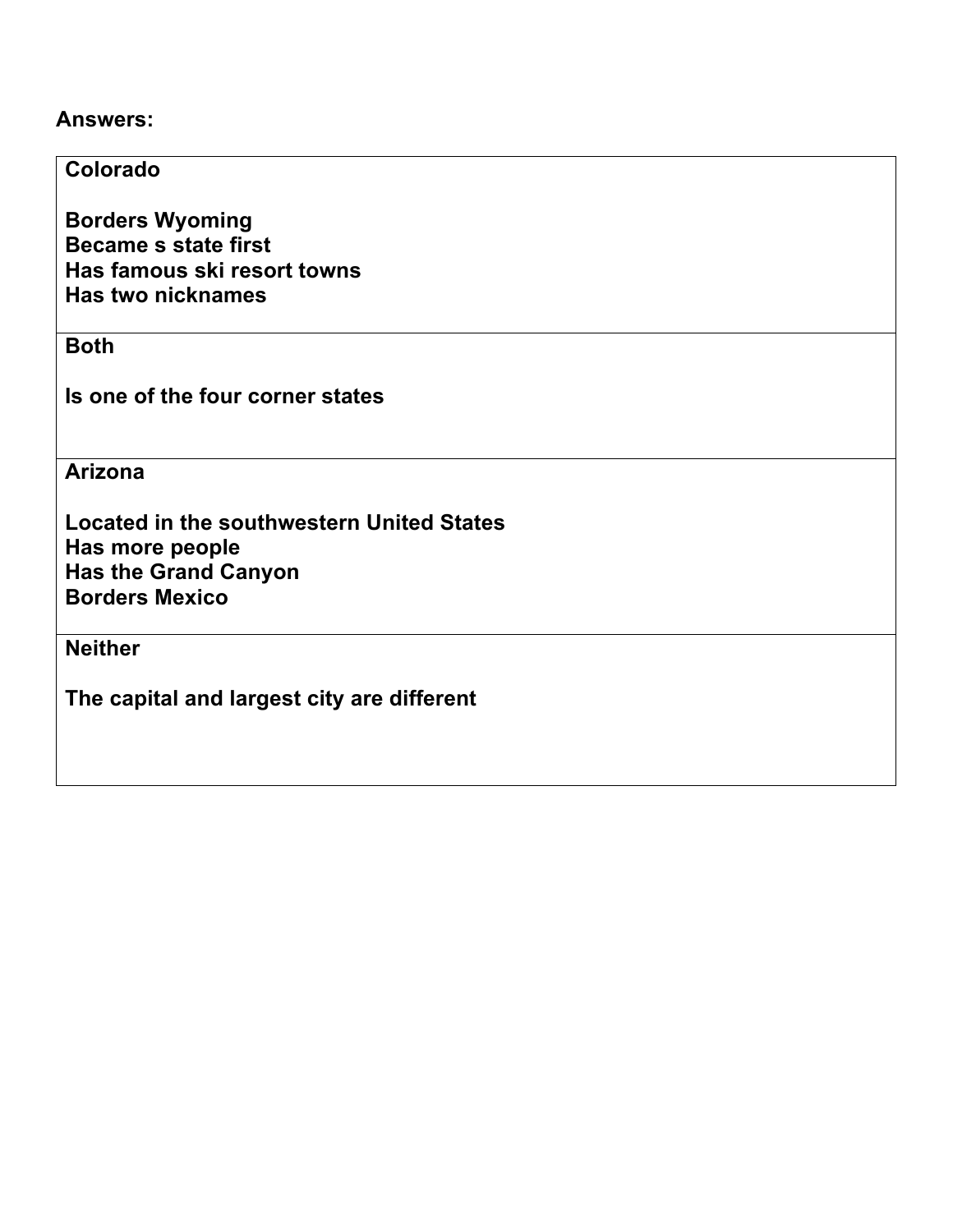**Answers:**

| |
|---|
| **Colorado**<br><br>**Borders Wyoming**<br>**Became s state first**<br>**Has famous ski resort towns**<br>**Has two nicknames** |
| **Both**<br><br>**Is one of the four corner states** |
| **Arizona**<br><br>**Located in the southwestern United States**<br>**Has more people**<br>**Has the Grand Canyon**<br>**Borders Mexico** |
| **Neither**<br><br>**The capital and largest city are different** |